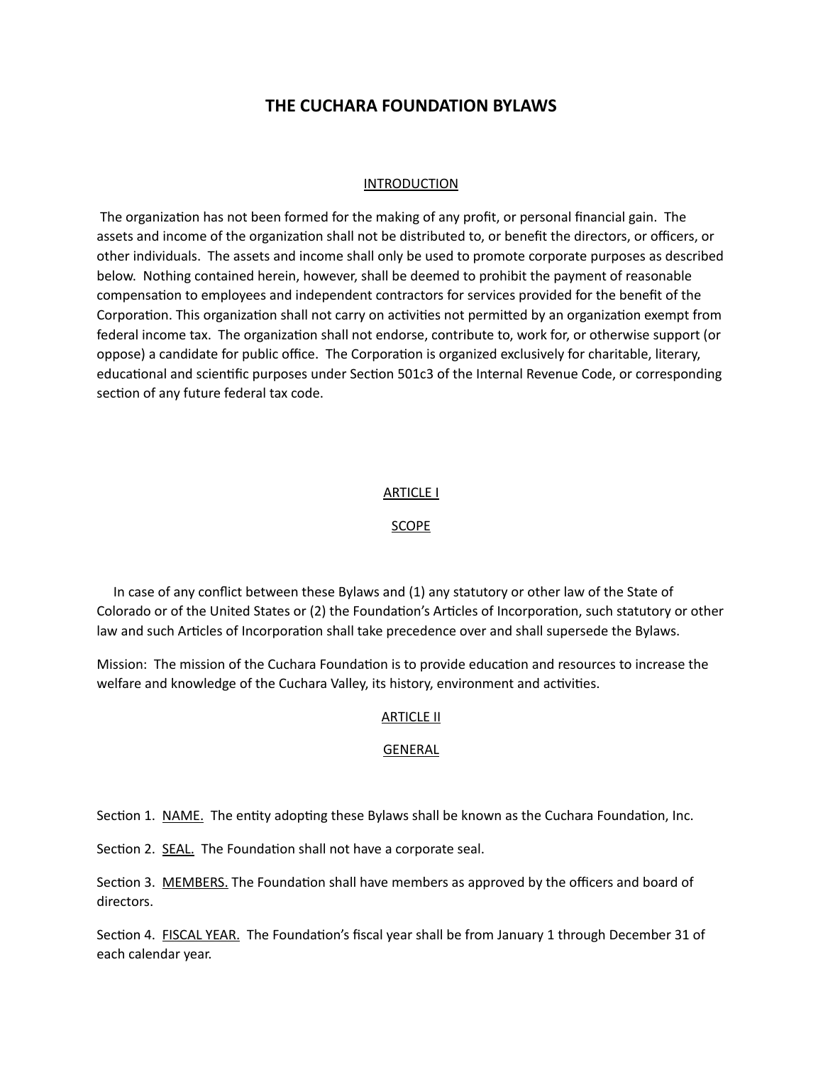# THE CUCHARA FOUNDATION BYLAWS

## INTRODUCTION

The organization has not been formed for the making of any profit, or personal financial gain. The assets and income of the organization shall not be distributed to, or benefit the directors, or officers, or other individuals. The assets and income shall only be used to promote corporate purposes as described below. Nothing contained herein, however, shall be deemed to prohibit the payment of reasonable compensation to employees and independent contractors for services provided for the benefit of the Corporation. This organization shall not carry on activities not permitted by an organization exempt from federal income tax. The organization shall not endorse, contribute to, work for, or otherwise support (or oppose) a candidate for public office. The Corporation is organized exclusively for charitable, literary, educational and scientific purposes under Section 501c3 of the Internal Revenue Code, or corresponding section of any future federal tax code.

## ARTICLE I

## SCOPE

In case of any conflict between these Bylaws and (1) any statutory or other law of the State of Colorado or of the United States or (2) the Foundation's Articles of Incorporation, such statutory or other law and such Articles of Incorporation shall take precedence over and shall supersede the Bylaws.

Mission: The mission of the Cuchara Foundation is to provide education and resources to increase the welfare and knowledge of the Cuchara Valley, its history, environment and activities.

## ARTICLE II

## GENERAL

Section 1. NAME. The entity adopting these Bylaws shall be known as the Cuchara Foundation, Inc.

Section 2. SEAL. The Foundation shall not have a corporate seal.

Section 3. MEMBERS. The Foundation shall have members as approved by the officers and board of directors.

Section 4. FISCAL YEAR. The Foundation's fiscal year shall be from January 1 through December 31 of each calendar year.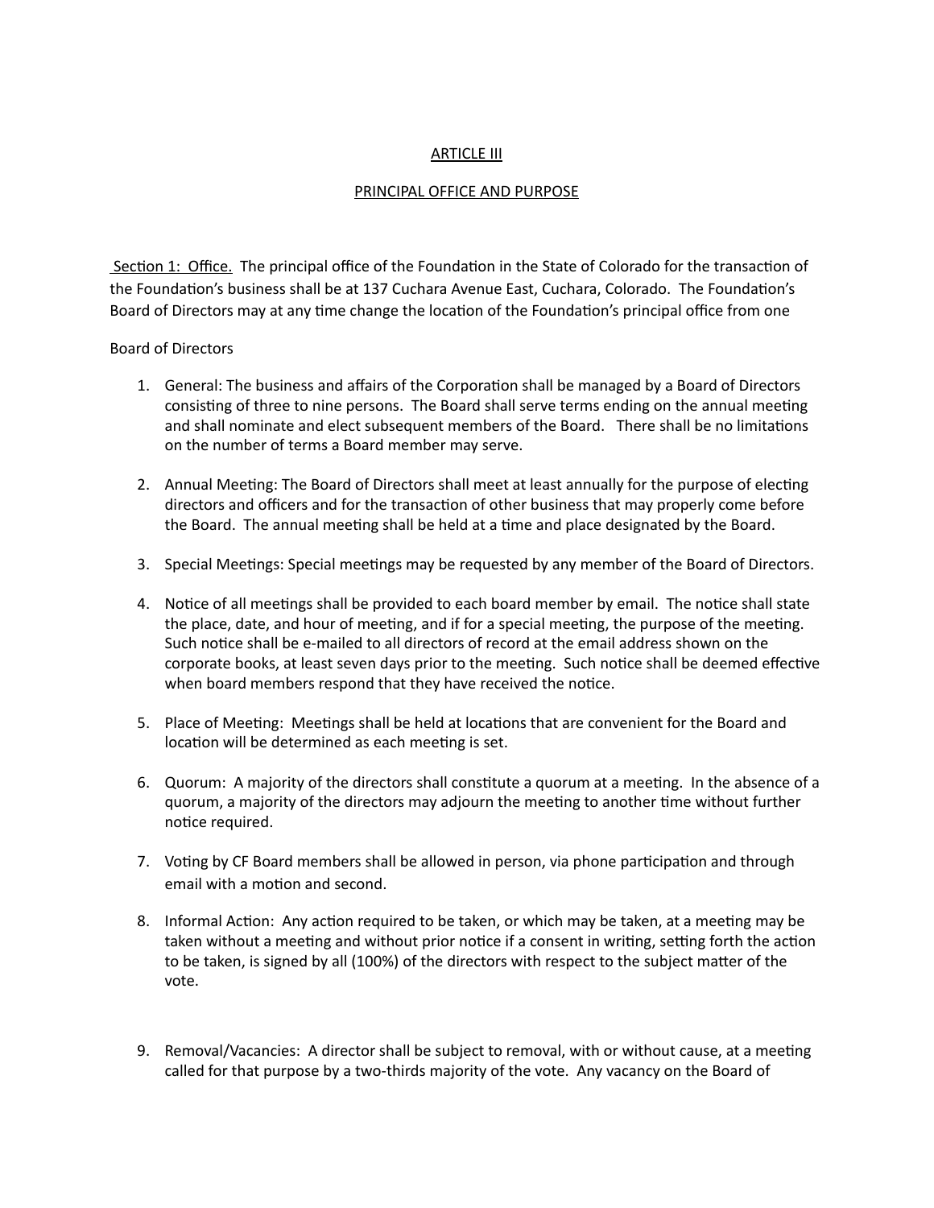<u>ARTICLE III</u>

<u>PRINCIPAL OFFICE AND PURPOSE</u>

<u>Section 1: Office.</u> The principal office of the Foundation in the State of Colorado for the transaction of the Foundation's business shall be at 137 Cuchara Avenue East, Cuchara, Colorado. The Foundation's Board of Directors may at any time change the location of the Foundation's principal office from one

Board of Directors

1. General: The business and affairs of the Corporation shall be managed by a Board of Directors consisting of three to nine persons. The Board shall serve terms ending on the annual meeting and shall nominate and elect subsequent members of the Board. There shall be no limitations on the number of terms a Board member may serve.

2. Annual Meeting: The Board of Directors shall meet at least annually for the purpose of electing directors and officers and for the transaction of other business that may properly come before the Board. The annual meeting shall be held at a time and place designated by the Board.

3. Special Meetings: Special meetings may be requested by any member of the Board of Directors.

4. Notice of all meetings shall be provided to each board member by email. The notice shall state the place, date, and hour of meeting, and if for a special meeting, the purpose of the meeting. Such notice shall be e-mailed to all directors of record at the email address shown on the corporate books, at least seven days prior to the meeting. Such notice shall be deemed effective when board members respond that they have received the notice.

5. Place of Meeting: Meetings shall be held at locations that are convenient for the Board and location will be determined as each meeting is set.

6. Quorum: A majority of the directors shall constitute a quorum at a meeting. In the absence of a quorum, a majority of the directors may adjourn the meeting to another time without further notice required.

7. Voting by CF Board members shall be allowed in person, via phone participation and through email with a motion and second.

8. Informal Action: Any action required to be taken, or which may be taken, at a meeting may be taken without a meeting and without prior notice if a consent in writing, setting forth the action to be taken, is signed by all (100%) of the directors with respect to the subject matter of the vote.

9. Removal/Vacancies: A director shall be subject to removal, with or without cause, at a meeting called for that purpose by a two-thirds majority of the vote. Any vacancy on the Board of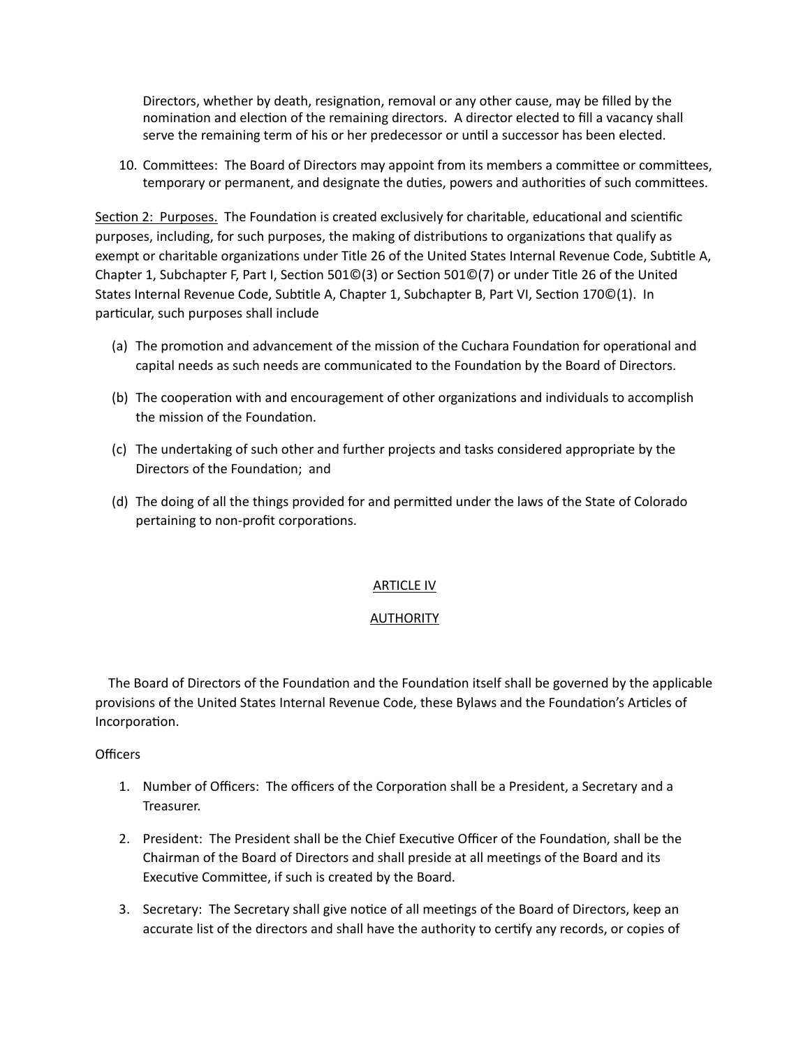Directors, whether by death, resignation, removal or any other cause, may be filled by the nomination and election of the remaining directors. A director elected to fill a vacancy shall serve the remaining term of his or her predecessor or until a successor has been elected.

10. Committees: The Board of Directors may appoint from its members a committee or committees, temporary or permanent, and designate the duties, powers and authorities of such committees.

<u>Section 2: Purposes.</u> The Foundation is created exclusively for charitable, educational and scientific purposes, including, for such purposes, the making of distributions to organizations that qualify as exempt or charitable organizations under Title 26 of the United States Internal Revenue Code, Subtitle A, Chapter 1, Subchapter F, Part I, Section 501©(3) or Section 501©(7) or under Title 26 of the United States Internal Revenue Code, Subtitle A, Chapter 1, Subchapter B, Part VI, Section 170©(1). In particular, such purposes shall include

(a) The promotion and advancement of the mission of the Cuchara Foundation for operational and capital needs as such needs are communicated to the Foundation by the Board of Directors.

(b) The cooperation with and encouragement of other organizations and individuals to accomplish the mission of the Foundation.

(c) The undertaking of such other and further projects and tasks considered appropriate by the Directors of the Foundation; and

(d) The doing of all the things provided for and permitted under the laws of the State of Colorado pertaining to non-profit corporations.

## ARTICLE IV

## AUTHORITY

The Board of Directors of the Foundation and the Foundation itself shall be governed by the applicable provisions of the United States Internal Revenue Code, these Bylaws and the Foundation's Articles of Incorporation.

Officers

1. Number of Officers: The officers of the Corporation shall be a President, a Secretary and a Treasurer.

2. President: The President shall be the Chief Executive Officer of the Foundation, shall be the Chairman of the Board of Directors and shall preside at all meetings of the Board and its Executive Committee, if such is created by the Board.

3. Secretary: The Secretary shall give notice of all meetings of the Board of Directors, keep an accurate list of the directors and shall have the authority to certify any records, or copies of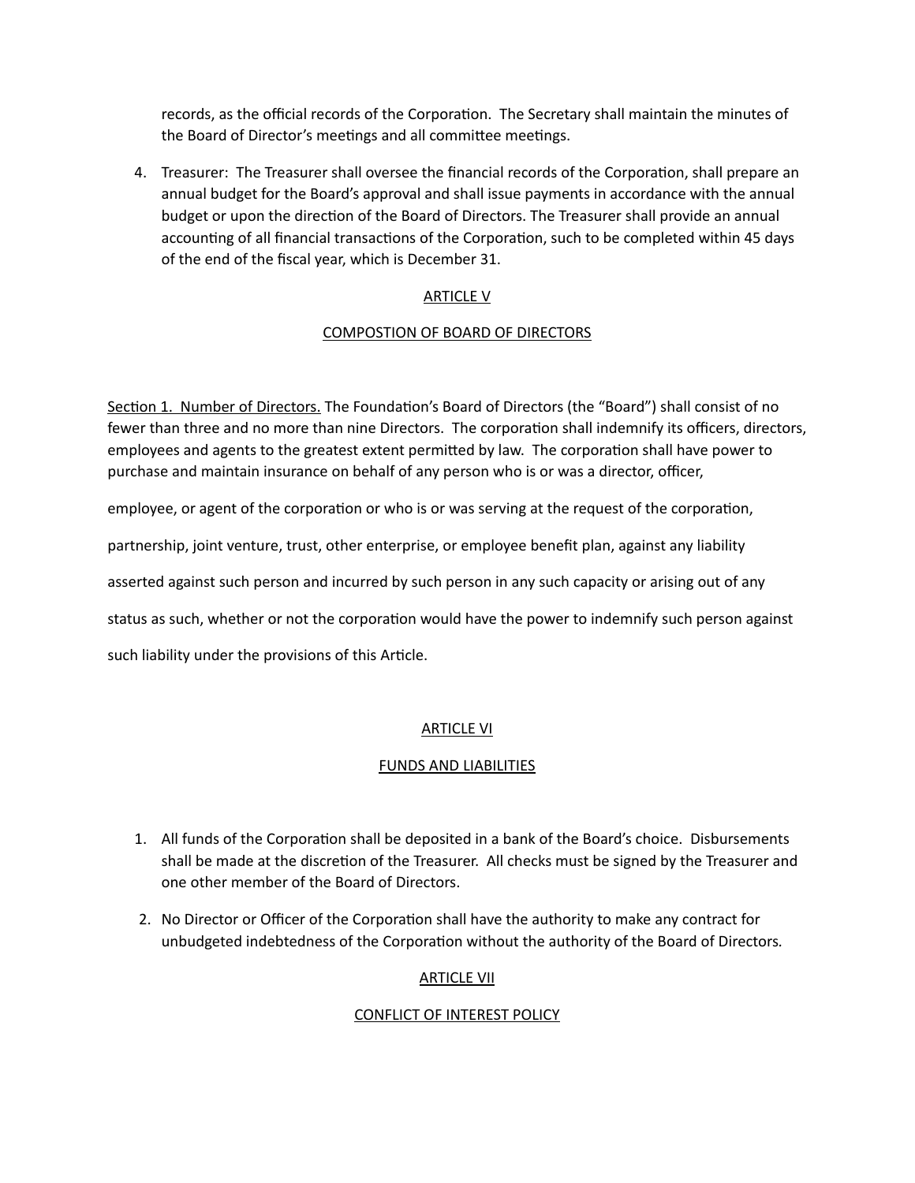records, as the official records of the Corporation. The Secretary shall maintain the minutes of the Board of Director's meetings and all committee meetings.

4. Treasurer: The Treasurer shall oversee the financial records of the Corporation, shall prepare an annual budget for the Board's approval and shall issue payments in accordance with the annual budget or upon the direction of the Board of Directors. The Treasurer shall provide an annual accounting of all financial transactions of the Corporation, such to be completed within 45 days of the end of the fiscal year, which is December 31.

## ARTICLE V

## COMPOSTION OF BOARD OF DIRECTORS

Section 1. Number of Directors. The Foundation's Board of Directors (the "Board") shall consist of no fewer than three and no more than nine Directors. The corporation shall indemnify its officers, directors, employees and agents to the greatest extent permitted by law. The corporation shall have power to purchase and maintain insurance on behalf of any person who is or was a director, officer, employee, or agent of the corporation or who is or was serving at the request of the corporation, partnership, joint venture, trust, other enterprise, or employee benefit plan, against any liability asserted against such person and incurred by such person in any such capacity or arising out of any status as such, whether or not the corporation would have the power to indemnify such person against such liability under the provisions of this Article.

## ARTICLE VI

## FUNDS AND LIABILITIES

1. All funds of the Corporation shall be deposited in a bank of the Board's choice. Disbursements shall be made at the discretion of the Treasurer. All checks must be signed by the Treasurer and one other member of the Board of Directors.
2. No Director or Officer of the Corporation shall have the authority to make any contract for unbudgeted indebtedness of the Corporation without the authority of the Board of Directors.

## ARTICLE VII

## CONFLICT OF INTEREST POLICY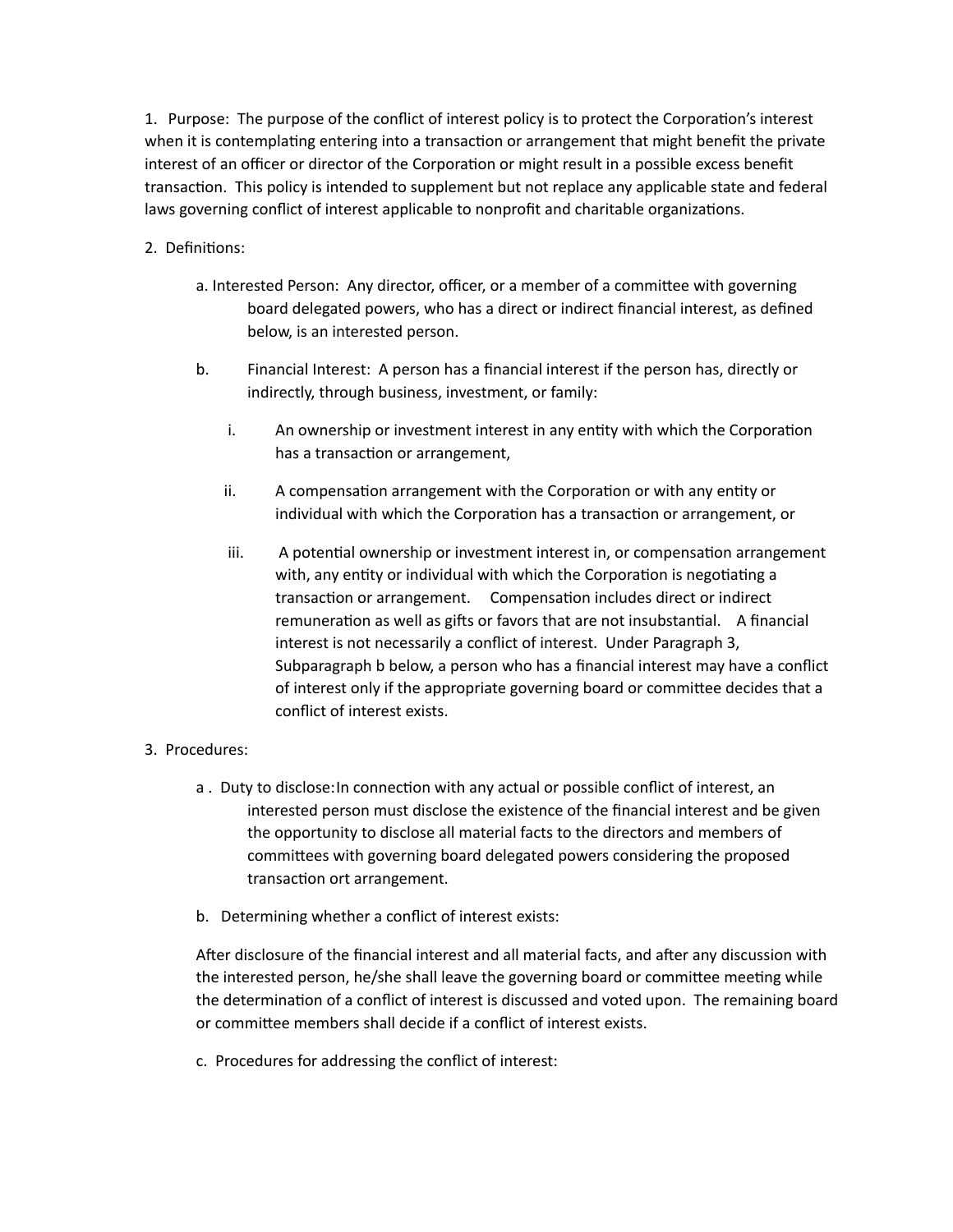1. Purpose: The purpose of the conflict of interest policy is to protect the Corporation's interest when it is contemplating entering into a transaction or arrangement that might benefit the private interest of an officer or director of the Corporation or might result in a possible excess benefit transaction. This policy is intended to supplement but not replace any applicable state and federal laws governing conflict of interest applicable to nonprofit and charitable organizations.

2. Definitions:

   a. Interested Person: Any director, officer, or a member of a committee with governing board delegated powers, who has a direct or indirect financial interest, as defined below, is an interested person.

   b. Financial Interest: A person has a financial interest if the person has, directly or indirectly, through business, investment, or family:

      i. An ownership or investment interest in any entity with which the Corporation has a transaction or arrangement,

      ii. A compensation arrangement with the Corporation or with any entity or individual with which the Corporation has a transaction or arrangement, or

      iii. A potential ownership or investment interest in, or compensation arrangement with, any entity or individual with which the Corporation is negotiating a transaction or arrangement. Compensation includes direct or indirect remuneration as well as gifts or favors that are not insubstantial. A financial interest is not necessarily a conflict of interest. Under Paragraph 3, Subparagraph b below, a person who has a financial interest may have a conflict of interest only if the appropriate governing board or committee decides that a conflict of interest exists.

3. Procedures:

   a. Duty to disclose: In connection with any actual or possible conflict of interest, an interested person must disclose the existence of the financial interest and be given the opportunity to disclose all material facts to the directors and members of committees with governing board delegated powers considering the proposed transaction ort arrangement.

   b. Determining whether a conflict of interest exists:

   After disclosure of the financial interest and all material facts, and after any discussion with the interested person, he/she shall leave the governing board or committee meeting while the determination of a conflict of interest is discussed and voted upon. The remaining board or committee members shall decide if a conflict of interest exists.

   c. Procedures for addressing the conflict of interest: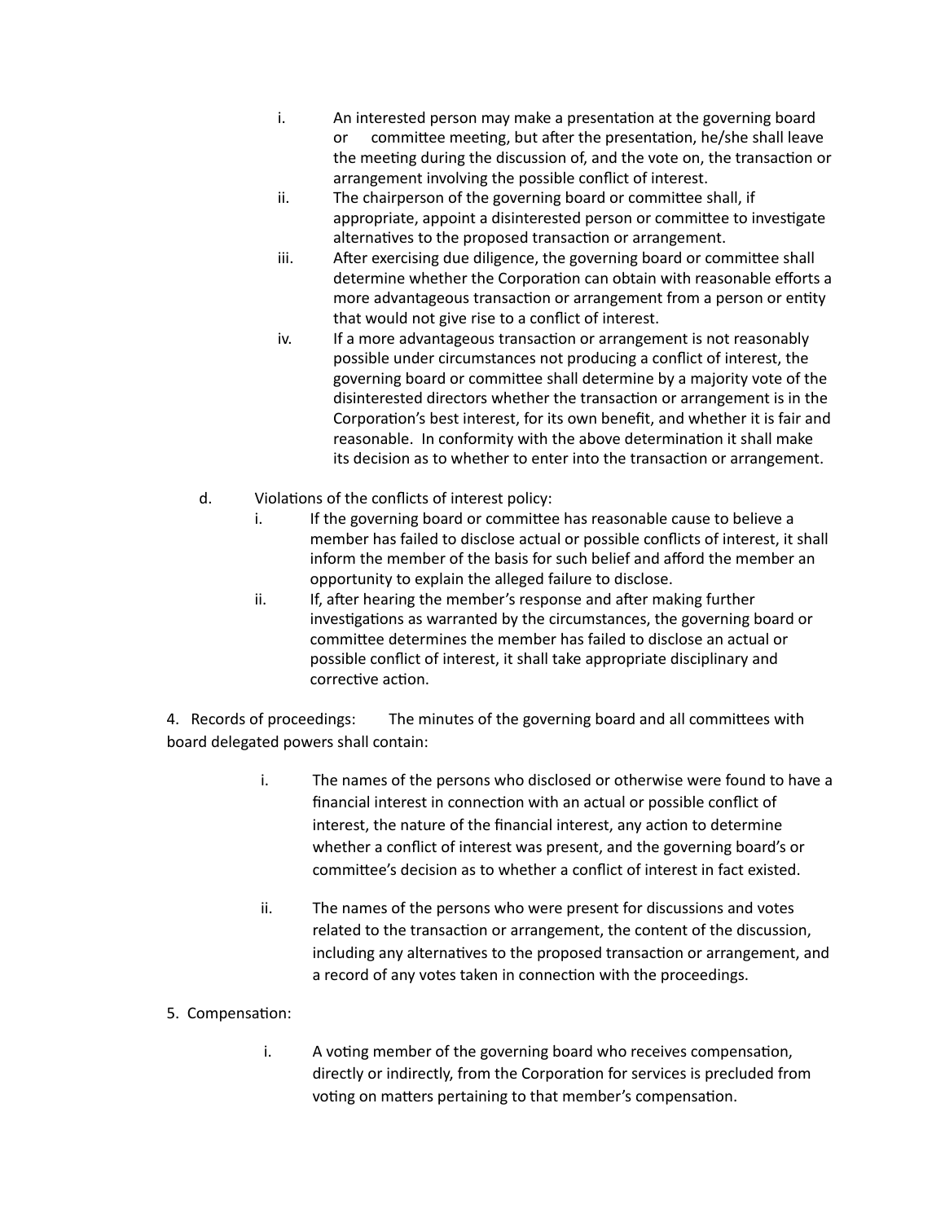i. An interested person may make a presentation at the governing board or committee meeting, but after the presentation, he/she shall leave the meeting during the discussion of, and the vote on, the transaction or arrangement involving the possible conflict of interest.

ii. The chairperson of the governing board or committee shall, if appropriate, appoint a disinterested person or committee to investigate alternatives to the proposed transaction or arrangement.

iii. After exercising due diligence, the governing board or committee shall determine whether the Corporation can obtain with reasonable efforts a more advantageous transaction or arrangement from a person or entity that would not give rise to a conflict of interest.

iv. If a more advantageous transaction or arrangement is not reasonably possible under circumstances not producing a conflict of interest, the governing board or committee shall determine by a majority vote of the disinterested directors whether the transaction or arrangement is in the Corporation's best interest, for its own benefit, and whether it is fair and reasonable. In conformity with the above determination it shall make its decision as to whether to enter into the transaction or arrangement.

d. Violations of the conflicts of interest policy:

i. If the governing board or committee has reasonable cause to believe a member has failed to disclose actual or possible conflicts of interest, it shall inform the member of the basis for such belief and afford the member an opportunity to explain the alleged failure to disclose.

ii. If, after hearing the member's response and after making further investigations as warranted by the circumstances, the governing board or committee determines the member has failed to disclose an actual or possible conflict of interest, it shall take appropriate disciplinary and corrective action.

4. Records of proceedings: The minutes of the governing board and all committees with board delegated powers shall contain:

i. The names of the persons who disclosed or otherwise were found to have a financial interest in connection with an actual or possible conflict of interest, the nature of the financial interest, any action to determine whether a conflict of interest was present, and the governing board's or committee's decision as to whether a conflict of interest in fact existed.

ii. The names of the persons who were present for discussions and votes related to the transaction or arrangement, the content of the discussion, including any alternatives to the proposed transaction or arrangement, and a record of any votes taken in connection with the proceedings.

5. Compensation:

i. A voting member of the governing board who receives compensation, directly or indirectly, from the Corporation for services is precluded from voting on matters pertaining to that member's compensation.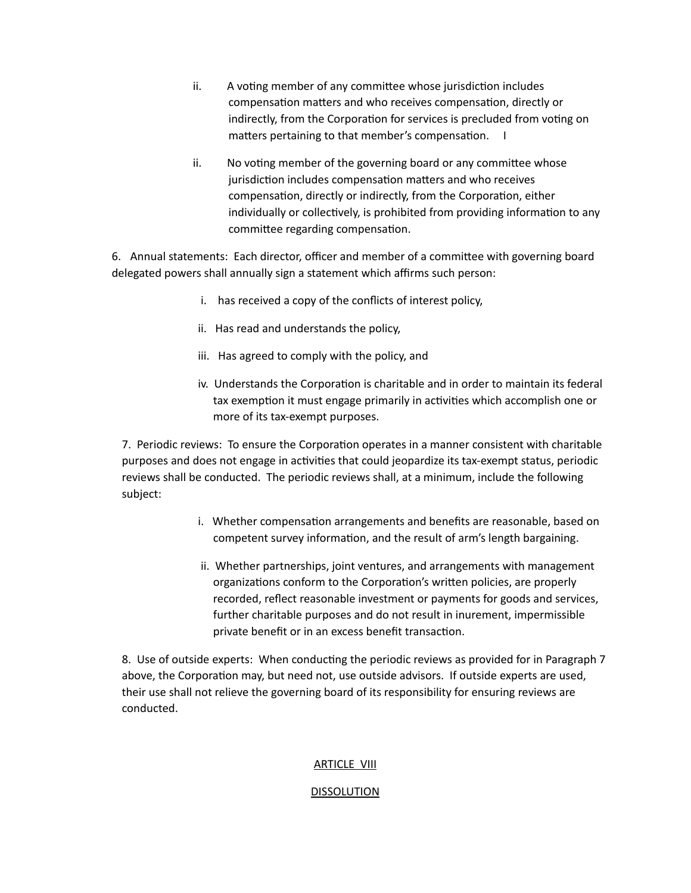ii. A voting member of any committee whose jurisdiction includes compensation matters and who receives compensation, directly or indirectly, from the Corporation for services is precluded from voting on matters pertaining to that member's compensation. I

ii. No voting member of the governing board or any committee whose jurisdiction includes compensation matters and who receives compensation, directly or indirectly, from the Corporation, either individually or collectively, is prohibited from providing information to any committee regarding compensation.

6. Annual statements: Each director, officer and member of a committee with governing board delegated powers shall annually sign a statement which affirms such person:

i. has received a copy of the conflicts of interest policy,

ii. Has read and understands the policy,

iii. Has agreed to comply with the policy, and

iv. Understands the Corporation is charitable and in order to maintain its federal tax exemption it must engage primarily in activities which accomplish one or more of its tax-exempt purposes.

7. Periodic reviews: To ensure the Corporation operates in a manner consistent with charitable purposes and does not engage in activities that could jeopardize its tax-exempt status, periodic reviews shall be conducted. The periodic reviews shall, at a minimum, include the following subject:

i. Whether compensation arrangements and benefits are reasonable, based on competent survey information, and the result of arm's length bargaining.

ii. Whether partnerships, joint ventures, and arrangements with management organizations conform to the Corporation's written policies, are properly recorded, reflect reasonable investment or payments for goods and services, further charitable purposes and do not result in inurement, impermissible private benefit or in an excess benefit transaction.

8. Use of outside experts: When conducting the periodic reviews as provided for in Paragraph 7 above, the Corporation may, but need not, use outside advisors. If outside experts are used, their use shall not relieve the governing board of its responsibility for ensuring reviews are conducted.

## ARTICLE VIII

## DISSOLUTION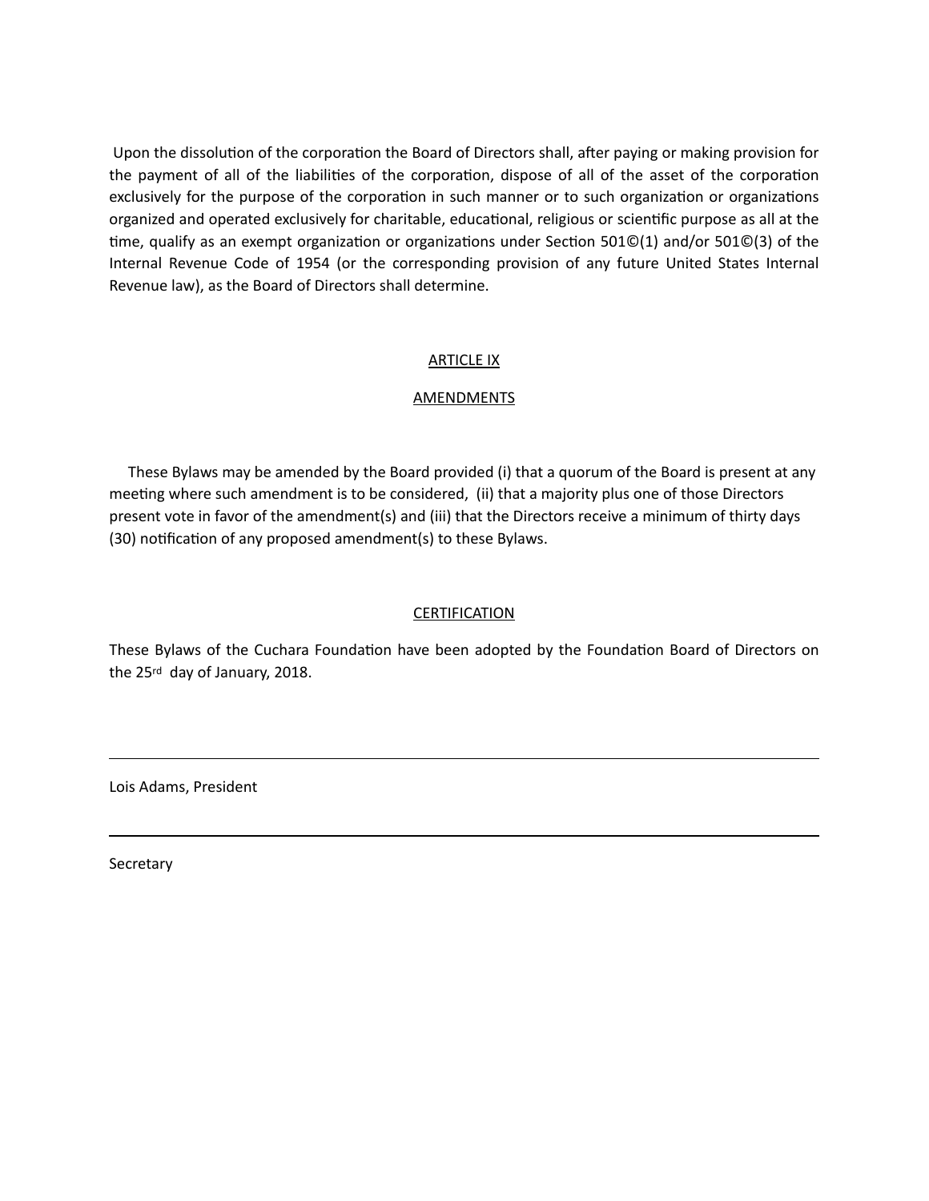Upon the dissolution of the corporation the Board of Directors shall, after paying or making provision for the payment of all of the liabilities of the corporation, dispose of all of the asset of the corporation exclusively for the purpose of the corporation in such manner or to such organization or organizations organized and operated exclusively for charitable, educational, religious or scientific purpose as all at the time, qualify as an exempt organization or organizations under Section 501©(1) and/or 501©(3) of the Internal Revenue Code of 1954 (or the corresponding provision of any future United States Internal Revenue law), as the Board of Directors shall determine.

## ARTICLE IX

## AMENDMENTS

These Bylaws may be amended by the Board provided (i) that a quorum of the Board is present at any meeting where such amendment is to be considered, (ii) that a majority plus one of those Directors present vote in favor of the amendment(s) and (iii) that the Directors receive a minimum of thirty days (30) notification of any proposed amendment(s) to these Bylaws.

## CERTIFICATION

These Bylaws of the Cuchara Foundation have been adopted by the Foundation Board of Directors on the 25rd day of January, 2018.

---

Lois Adams, President

---

Secretary